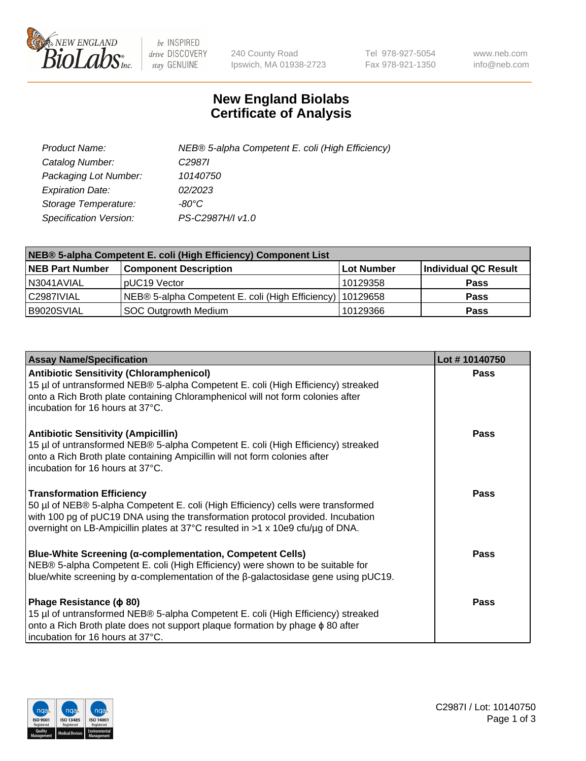# New England Biolabs Certificate of Analysis

| | |
|---|---|
| *Product Name:* | *NEB® 5-alpha Competent E. coli (High Efficiency)* |
| *Catalog Number:* | *C2987I* |
| *Packaging Lot Number:* | *10140750* |
| *Expiration Date:* | *02/2023* |
| *Storage Temperature:* | *-80°C* |
| *Specification Version:* | *PS-C2987H/I v1.0* |

**NEB® 5-alpha Competent E. coli (High Efficiency) Component List**

| NEB Part Number | Component Description | Lot Number | Individual QC Result |
|---|---|---|---|
| N3041AVIAL | pUC19 Vector | 10129358 | **Pass** |
| C2987IVIAL | NEB® 5-alpha Competent E. coli (High Efficiency) | 10129658 | **Pass** |
| B9020SVIAL | SOC Outgrowth Medium | 10129366 | **Pass** |

| Assay Name/Specification | Lot # 10140750 |
|---|---|
| **Antibiotic Sensitivity (Chloramphenicol)** 15 µl of untransformed NEB® 5-alpha Competent E. coli (High Efficiency) streaked onto a Rich Broth plate containing Chloramphenicol will not form colonies after incubation for 16 hours at 37°C. | **Pass** |
| **Antibiotic Sensitivity (Ampicillin)** 15 µl of untransformed NEB® 5-alpha Competent E. coli (High Efficiency) streaked onto a Rich Broth plate containing Ampicillin will not form colonies after incubation for 16 hours at 37°C. | **Pass** |
| **Transformation Efficiency** 50 µl of NEB® 5-alpha Competent E. coli (High Efficiency) cells were transformed with 100 pg of pUC19 DNA using the transformation protocol provided. Incubation overnight on LB-Ampicillin plates at 37°C resulted in >1 x 10e9 cfu/µg of DNA. | **Pass** |
| **Blue-White Screening (α-complementation, Competent Cells)** NEB® 5-alpha Competent E. coli (High Efficiency) were shown to be suitable for blue/white screening by α-complementation of the β-galactosidase gene using pUC19. | **Pass** |
| **Phage Resistance (ϕ 80)** 15 µl of untransformed NEB® 5-alpha Competent E. coli (High Efficiency) streaked onto a Rich Broth plate does not support plaque formation by phage ϕ 80 after incubation for 16 hours at 37°C. | **Pass** |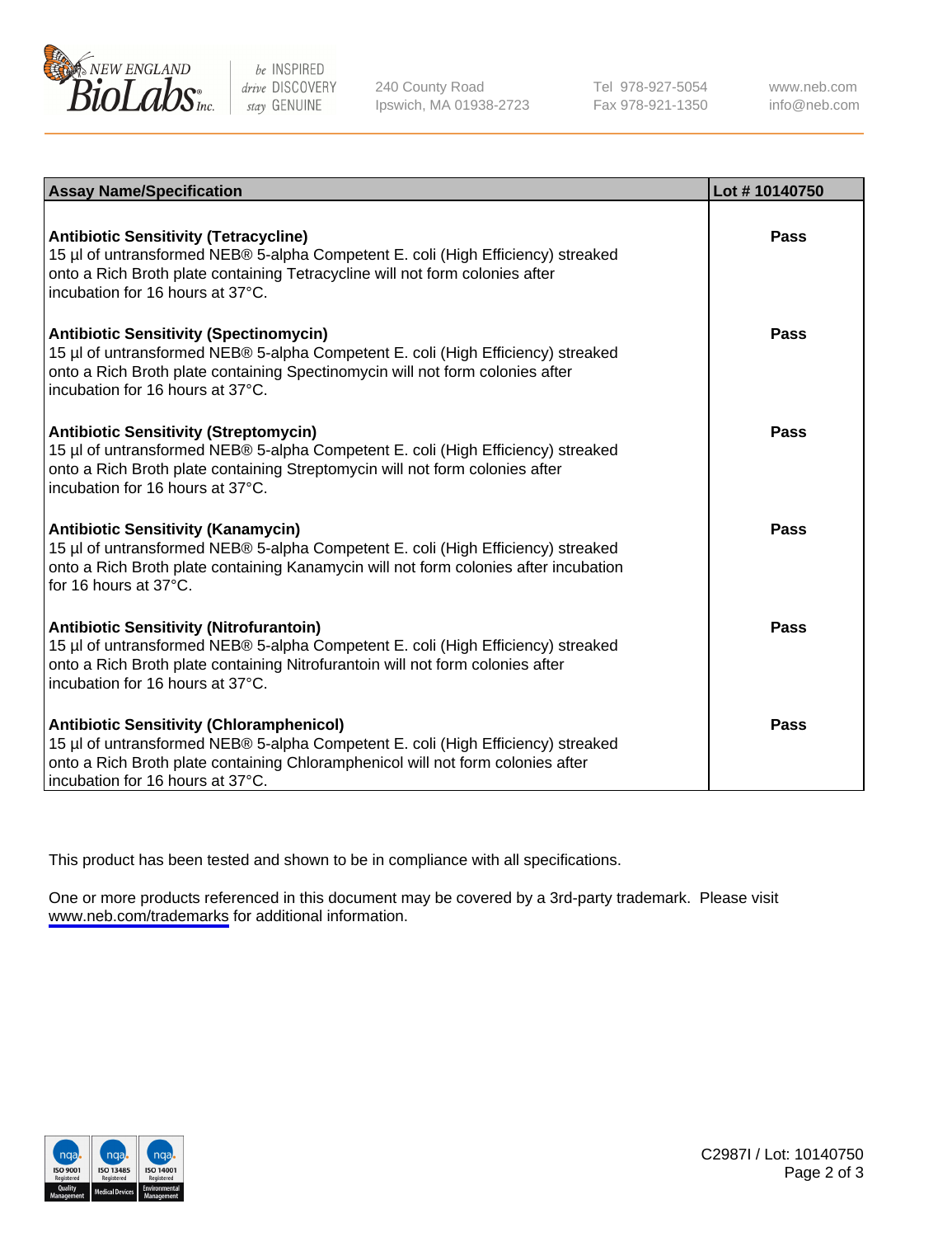| Assay Name/Specification | Lot # 10140750 |
| --- | --- |
| **Antibiotic Sensitivity (Tetracycline)**<br>15 µl of untransformed NEB® 5-alpha Competent E. coli (High Efficiency) streaked onto a Rich Broth plate containing Tetracycline will not form colonies after incubation for 16 hours at 37°C. | **Pass** |
| **Antibiotic Sensitivity (Spectinomycin)**<br>15 µl of untransformed NEB® 5-alpha Competent E. coli (High Efficiency) streaked onto a Rich Broth plate containing Spectinomycin will not form colonies after incubation for 16 hours at 37°C. | **Pass** |
| **Antibiotic Sensitivity (Streptomycin)**<br>15 µl of untransformed NEB® 5-alpha Competent E. coli (High Efficiency) streaked onto a Rich Broth plate containing Streptomycin will not form colonies after incubation for 16 hours at 37°C. | **Pass** |
| **Antibiotic Sensitivity (Kanamycin)**<br>15 µl of untransformed NEB® 5-alpha Competent E. coli (High Efficiency) streaked onto a Rich Broth plate containing Kanamycin will not form colonies after incubation for 16 hours at 37°C. | **Pass** |
| **Antibiotic Sensitivity (Nitrofurantoin)**<br>15 µl of untransformed NEB® 5-alpha Competent E. coli (High Efficiency) streaked onto a Rich Broth plate containing Nitrofurantoin will not form colonies after incubation for 16 hours at 37°C. | **Pass** |
| **Antibiotic Sensitivity (Chloramphenicol)**<br>15 µl of untransformed NEB® 5-alpha Competent E. coli (High Efficiency) streaked onto a Rich Broth plate containing Chloramphenicol will not form colonies after incubation for 16 hours at 37°C. | **Pass** |

This product has been tested and shown to be in compliance with all specifications.

One or more products referenced in this document may be covered by a 3rd-party trademark. Please visit www.neb.com/trademarks for additional information.

C2987I / Lot: 10140750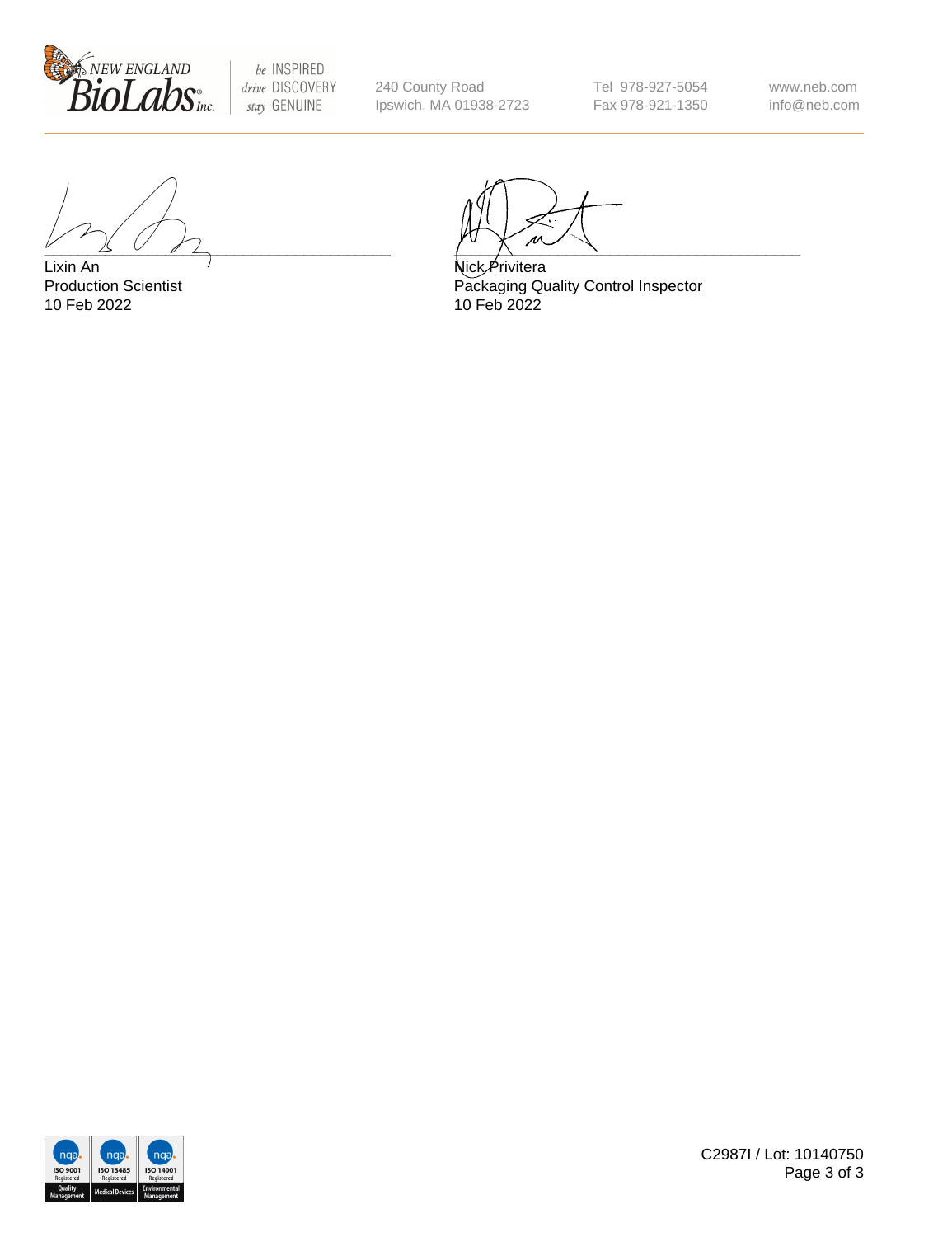NEW ENGLAND BioLabs Inc.

be INSPIRED
drive DISCOVERY
stay GENUINE

240 County Road
Ipswich, MA 01938-2723

Tel 978-927-5054
Fax 978-921-1350

www.neb.com
info@neb.com

Lixin An
Production Scientist
10 Feb 2022

Nick Privitera
Packaging Quality Control Inspector
10 Feb 2022

ISO 9001 Registered Quality Management | ISO 13485 Registered Medical Devices | ISO 14001 Registered Environmental Management

C2987I / Lot: 10140750